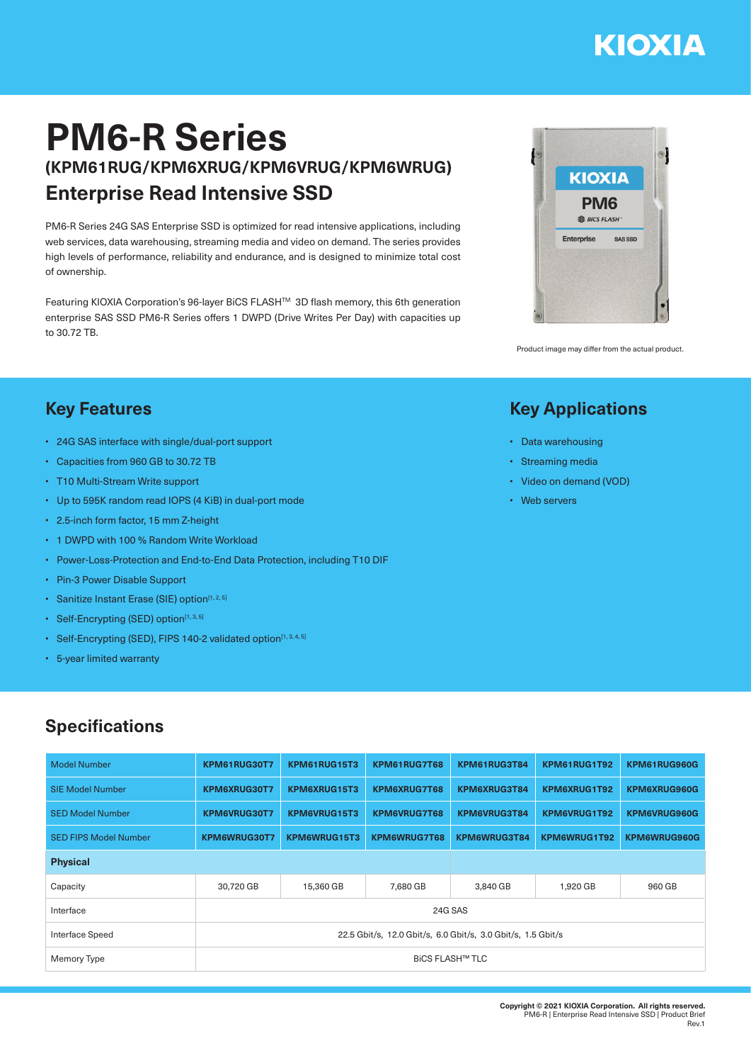KIOXIA

# PM6-R Series

## (KPM61RUG/KPM6XRUG/KPM6VRUG/KPM6WRUG)

## Enterprise Read Intensive SSD

PM6-R Series 24G SAS Enterprise SSD is optimized for read intensive applications, including web services, data warehousing, streaming media and video on demand. The series provides high levels of performance, reliability and endurance, and is designed to minimize total cost of ownership.

Featuring KIOXIA Corporation's 96-layer BiCS FLASH™ 3D flash memory, this 6th generation enterprise SAS SSD PM6-R Series offers 1 DWPD (Drive Writes Per Day) with capacities up to 30.72 TB.

Product image may differ from the actual product.

## Key Features

- 24G SAS interface with single/dual-port support
- Capacities from 960 GB to 30.72 TB
- T10 Multi-Stream Write support
- Up to 595K random read IOPS (4 KiB) in dual-port mode
- 2.5-inch form factor, 15 mm Z-height
- 1 DWPD with 100 % Random Write Workload
- Power-Loss-Protection and End-to-End Data Protection, including T10 DIF
- Pin-3 Power Disable Support
- Sanitize Instant Erase (SIE) option[1, 2, 5]
- Self-Encrypting (SED) option[1, 3, 5]
- Self-Encrypting (SED), FIPS 140-2 validated option[1, 3, 4, 5]
- 5-year limited warranty

## Key Applications

- Data warehousing
- Streaming media
- Video on demand (VOD)
- Web servers

## Specifications

| Model Number | KPM61RUG30T7 | KPM61RUG15T3 | KPM61RUG7T68 | KPM61RUG3T84 | KPM61RUG1T92 | KPM61RUG960G |
|---|---|---|---|---|---|---|
| SIE Model Number | KPM6XRUG30T7 | KPM6XRUG15T3 | KPM6XRUG7T68 | KPM6XRUG3T84 | KPM6XRUG1T92 | KPM6XRUG960G |
| SED Model Number | KPM6VRUG30T7 | KPM6VRUG15T3 | KPM6VRUG7T68 | KPM6VRUG3T84 | KPM6VRUG1T92 | KPM6VRUG960G |
| SED FIPS Model Number | KPM6WRUG30T7 | KPM6WRUG15T3 | KPM6WRUG7T68 | KPM6WRUG3T84 | KPM6WRUG1T92 | KPM6WRUG960G |
| **Physical** | | | | | | |
| Capacity | 30,720 GB | 15,360 GB | 7,680 GB | 3,840 GB | 1,920 GB | 960 GB |
| Interface | 24G SAS | | | | | |
| Interface Speed | 22.5 Gbit/s, 12.0 Gbit/s, 6.0 Gbit/s, 3.0 Gbit/s, 1.5 Gbit/s | | | | | |
| Memory Type | BiCS FLASH™ TLC | | | | | |

**Copyright © 2021 KIOXIA Corporation. All rights reserved.**
PM6-R | Enterprise Read Intensive SSD | Product Brief
Rev.1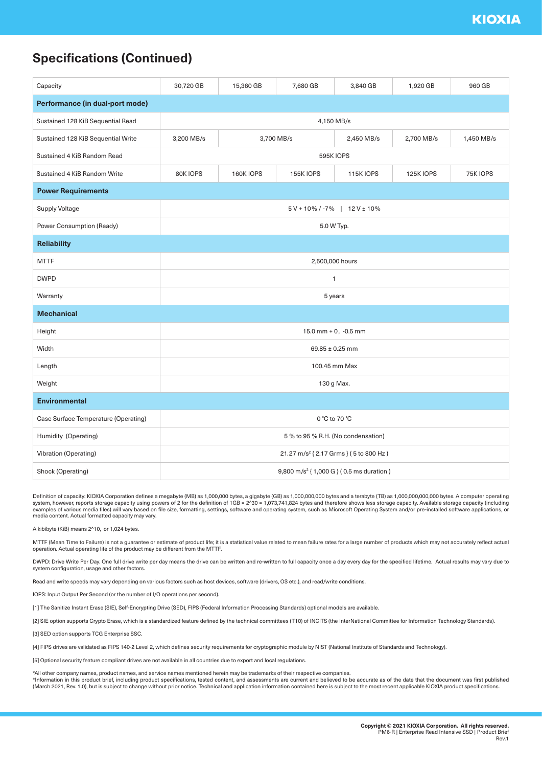## Specifications (Continued)

| Capacity | 30,720 GB | 15,360 GB | 7,680 GB | 3,840 GB | 1,920 GB | 960 GB |
|---|---|---|---|---|---|---|
| **Performance (in dual-port mode)** | | | | | | |
| Sustained 128 KiB Sequential Read | 4,150 MB/s | | | | | |
| Sustained 128 KiB Sequential Write | 3,200 MB/s | 3,700 MB/s | | 2,450 MB/s | 2,700 MB/s | 1,450 MB/s |
| Sustained 4 KiB Random Read | 595K IOPS | | | | | |
| Sustained 4 KiB Random Write | 80K IOPS | 160K IOPS | 155K IOPS | 115K IOPS | 125K IOPS | 75K IOPS |
| **Power Requirements** | | | | | | |
| Supply Voltage | 5 V + 10% / -7% \| 12 V ± 10% | | | | | |
| Power Consumption (Ready) | 5.0 W Typ. | | | | | |
| **Reliability** | | | | | | |
| MTTF | 2,500,000 hours | | | | | |
| DWPD | 1 | | | | | |
| Warranty | 5 years | | | | | |
| **Mechanical** | | | | | | |
| Height | 15.0 mm + 0, -0.5 mm | | | | | |
| Width | 69.85 ± 0.25 mm | | | | | |
| Length | 100.45 mm Max | | | | | |
| Weight | 130 g Max. | | | | | |
| **Environmental** | | | | | | |
| Case Surface Temperature (Operating) | 0 °C to 70 °C | | | | | |
| Humidity (Operating) | 5 % to 95 % R.H. (No condensation) | | | | | |
| Vibration (Operating) | 21.27 $m/s^2$ { 2.17 Grms } ( 5 to 800 Hz ) | | | | | |
| Shock (Operating) | 9,800 $m/s^2$ { 1,000 G } ( 0.5 ms duration ) | | | | | |

Definition of capacity: KIOXIA Corporation defines a megabyte (MB) as 1,000,000 bytes, a gigabyte (GB) as 1,000,000,000 bytes and a terabyte (TB) as 1,000,000,000,000 bytes. A computer operating system, however, reports storage capacity using powers of 2 for the definition of 1GB = 2^30 = 1,073,741,824 bytes and therefore shows less storage capacity. Available storage capacity (including examples of various media files) will vary based on file size, formatting, settings, software and operating system, such as Microsoft Operating System and/or pre-installed software applications, or media content. Actual formatted capacity may vary.

A kibibyte (KiB) means 2^10, or 1,024 bytes.

MTTF (Mean Time to Failure) is not a guarantee or estimate of product life; it is a statistical value related to mean failure rates for a large number of products which may not accurately reflect actual operation. Actual operating life of the product may be different from the MTTF.

DWPD: Drive Write Per Day. One full drive write per day means the drive can be written and re-written to full capacity once a day every day for the specified lifetime. Actual results may vary due to system configuration, usage and other factors.

Read and write speeds may vary depending on various factors such as host devices, software (drivers, OS etc.), and read/write conditions.

IOPS: Input Output Per Second (or the number of I/O operations per second).

[1] The Sanitize Instant Erase (SIE), Self-Encrypting Drive (SED), FIPS (Federal Information Processing Standards) optional models are available.

[2] SIE option supports Crypto Erase, which is a standardized feature defined by the technical committees (T10) of INCITS (the InterNational Committee for Information Technology Standards).

[3] SED option supports TCG Enterprise SSC.

[4] FIPS drives are validated as FIPS 140-2 Level 2, which defines security requirements for cryptographic module by NIST (National Institute of Standards and Technology).

[5] Optional security feature compliant drives are not available in all countries due to export and local regulations.

*All other company names, product names, and service names mentioned herein may be trademarks of their respective companies.
*Information in this product brief, including product specifications, tested content, and assessments are current and believed to be accurate as of the date that the document was first published (March 2021, Rev. 1.0), but is subject to change without prior notice. Technical and application information contained here is subject to the most recent applicable KIOXIA product specifications.

**Copyright © 2021 KIOXIA Corporation. All rights reserved.**
PM6-R | Enterprise Read Intensive SSD | Product Brief
Rev.1